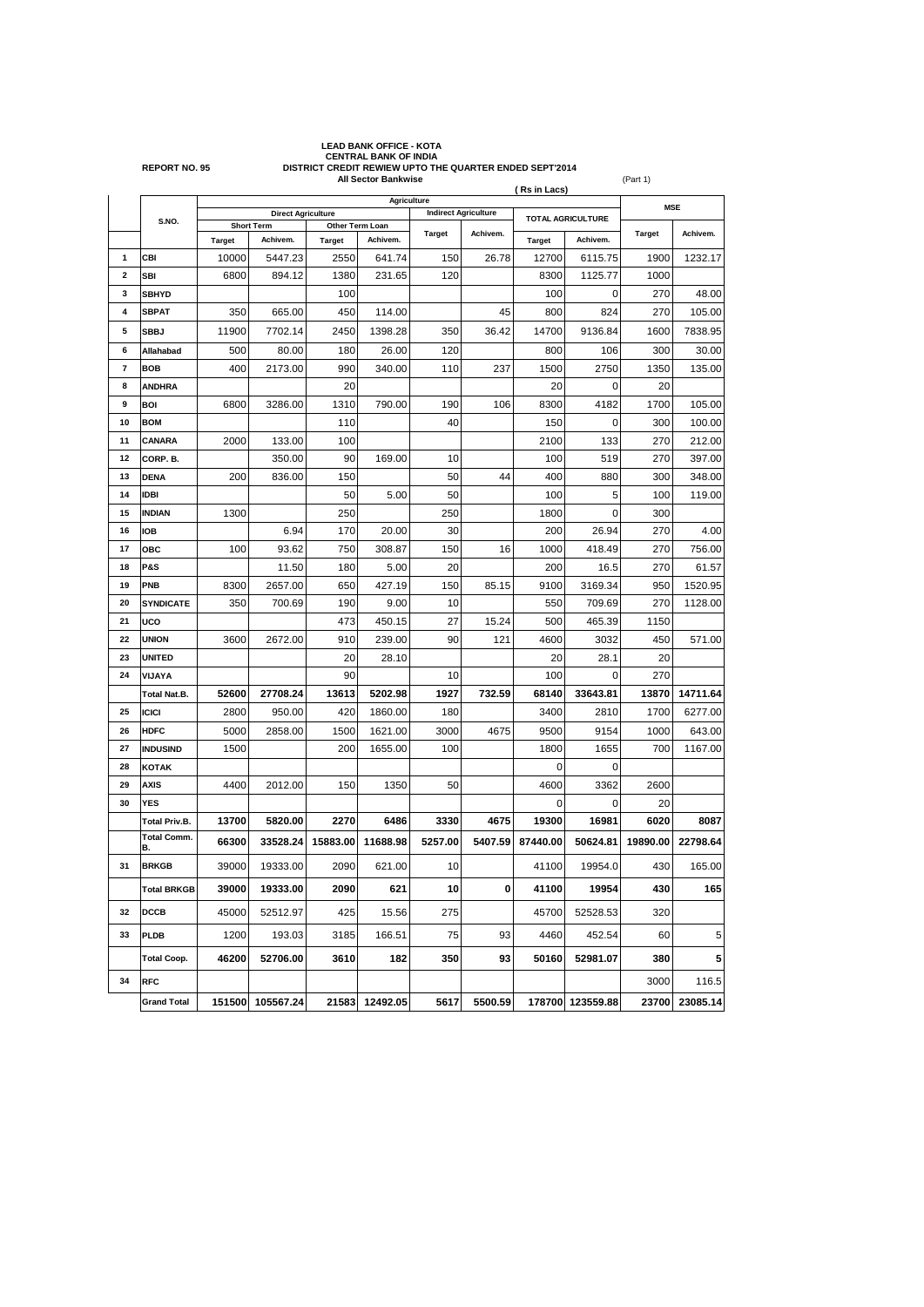**LEAD BANK OFFICE - KOTA**
**CENTRAL BANK OF INDIA**

**REPORT NO. 95**

**DISTRICT CREDIT REWIEW UPTO THE QUARTER ENDED SEPT'2014**
**All Sector Bankwise**

(Part 1)

( Rs in Lacs)

| | S.NO. | Agriculture | | | | | | | | MSE | |
|---|---|---|---|---|---|---|---|---|---|---|---|
| | | Direct Agriculture | | | | Indirect Agriculture | | TOTAL AGRICULTURE | | | |
| | | Short Term | | Other Term Loan | | | | | | | |
| | | Target | Achivem. | Target | Achivem. | Target | Achivem. | Target | Achivem. | Target | Achivem. |
| 1 | CBI | 10000 | 5447.23 | 2550 | 641.74 | 150 | 26.78 | 12700 | 6115.75 | 1900 | 1232.17 |
| 2 | SBI | 6800 | 894.12 | 1380 | 231.65 | 120 | | 8300 | 1125.77 | 1000 | |
| 3 | SBHYD | | | 100 | | | | 100 | 0 | 270 | 48.00 |
| 4 | SBPAT | 350 | 665.00 | 450 | 114.00 | | 45 | 800 | 824 | 270 | 105.00 |
| 5 | SBBJ | 11900 | 7702.14 | 2450 | 1398.28 | 350 | 36.42 | 14700 | 9136.84 | 1600 | 7838.95 |
| 6 | Allahabad | 500 | 80.00 | 180 | 26.00 | 120 | | 800 | 106 | 300 | 30.00 |
| 7 | BOB | 400 | 2173.00 | 990 | 340.00 | 110 | 237 | 1500 | 2750 | 1350 | 135.00 |
| 8 | ANDHRA | | | 20 | | | | 20 | 0 | 20 | |
| 9 | BOI | 6800 | 3286.00 | 1310 | 790.00 | 190 | 106 | 8300 | 4182 | 1700 | 105.00 |
| 10 | BOM | | | 110 | | 40 | | 150 | 0 | 300 | 100.00 |
| 11 | CANARA | 2000 | 133.00 | 100 | | | | 2100 | 133 | 270 | 212.00 |
| 12 | CORP. B. | | 350.00 | 90 | 169.00 | 10 | | 100 | 519 | 270 | 397.00 |
| 13 | DENA | 200 | 836.00 | 150 | | 50 | 44 | 400 | 880 | 300 | 348.00 |
| 14 | IDBI | | | 50 | 5.00 | 50 | | 100 | 5 | 100 | 119.00 |
| 15 | INDIAN | 1300 | | 250 | | 250 | | 1800 | 0 | 300 | |
| 16 | IOB | | 6.94 | 170 | 20.00 | 30 | | 200 | 26.94 | 270 | 4.00 |
| 17 | OBC | 100 | 93.62 | 750 | 308.87 | 150 | 16 | 1000 | 418.49 | 270 | 756.00 |
| 18 | P&S | | 11.50 | 180 | 5.00 | 20 | | 200 | 16.5 | 270 | 61.57 |
| 19 | PNB | 8300 | 2657.00 | 650 | 427.19 | 150 | 85.15 | 9100 | 3169.34 | 950 | 1520.95 |
| 20 | SYNDICATE | 350 | 700.69 | 190 | 9.00 | 10 | | 550 | 709.69 | 270 | 1128.00 |
| 21 | UCO | | | 473 | 450.15 | 27 | 15.24 | 500 | 465.39 | 1150 | |
| 22 | UNION | 3600 | 2672.00 | 910 | 239.00 | 90 | 121 | 4600 | 3032 | 450 | 571.00 |
| 23 | UNITED | | | 20 | 28.10 | | | 20 | 28.1 | 20 | |
| 24 | VIJAYA | | | 90 | | 10 | | 100 | 0 | 270 | |
| | Total Nat.B. | **52600** | **27708.24** | **13613** | **5202.98** | **1927** | **732.59** | **68140** | **33643.81** | **13870** | **14711.64** |
| 25 | ICICI | 2800 | 950.00 | 420 | 1860.00 | 180 | | 3400 | 2810 | 1700 | 6277.00 |
| 26 | HDFC | 5000 | 2858.00 | 1500 | 1621.00 | 3000 | 4675 | 9500 | 9154 | 1000 | 643.00 |
| 27 | INDUSIND | 1500 | | 200 | 1655.00 | 100 | | 1800 | 1655 | 700 | 1167.00 |
| 28 | KOTAK | | | | | | | 0 | 0 | | |
| 29 | AXIS | 4400 | 2012.00 | 150 | 1350 | 50 | | 4600 | 3362 | 2600 | |
| 30 | YES | | | | | | | 0 | 0 | 20 | |
| | Total Priv.B. | **13700** | **5820.00** | **2270** | **6486** | **3330** | **4675** | **19300** | **16981** | **6020** | **8087** |
| | Total Comm. B. | **66300** | **33528.24** | **15883.00** | **11688.98** | **5257.00** | **5407.59** | **87440.00** | **50624.81** | **19890.00** | **22798.64** |
| 31 | BRKGB | 39000 | 19333.00 | 2090 | 621.00 | 10 | | 41100 | 19954.0 | 430 | 165.00 |
| | Total BRKGB | **39000** | **19333.00** | **2090** | **621** | **10** | **0** | **41100** | **19954** | **430** | **165** |
| 32 | DCCB | 45000 | 52512.97 | 425 | 15.56 | 275 | | 45700 | 52528.53 | 320 | |
| 33 | PLDB | 1200 | 193.03 | 3185 | 166.51 | 75 | 93 | 4460 | 452.54 | 60 | 5 |
| | Total Coop. | **46200** | **52706.00** | **3610** | **182** | **350** | **93** | **50160** | **52981.07** | **380** | **5** |
| 34 | RFC | | | | | | | | | 3000 | 116.5 |
| | Grand Total | **151500** | **105567.24** | **21583** | **12492.05** | **5617** | **5500.59** | **178700** | **123559.88** | **23700** | **23085.14** |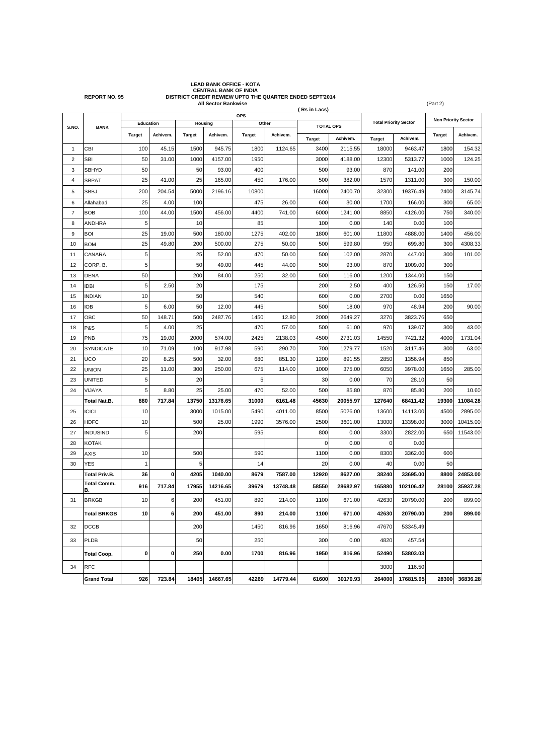**LEAD BANK OFFICE - KOTA**
**CENTRAL BANK OF INDIA**

**REPORT NO. 95** **DISTRICT CREDIT REWIEW UPTO THE QUARTER ENDED SEPT'2014**

**All Sector Bankwise** (Part 2)

( Rs in Lacs)

| S.NO. | BANK | OPS | | | | | | | | Total Priority Sector | | Non Priority Sector | |
|---|---|---|---|---|---|---|---|---|---|---|---|---|---|
| | | Education | | Housing | | Other | | TOTAL OPS | | | | | |
| | | Target | Achivem. | Target | Achivem. | Target | Achivem. | Target | Achivem. | Target | Achivem. | Target | Achivem. |
| 1 | CBI | 100 | 45.15 | 1500 | 945.75 | 1800 | 1124.65 | 3400 | 2115.55 | 18000 | 9463.47 | 1800 | 154.32 |
| 2 | SBI | 50 | 31.00 | 1000 | 4157.00 | 1950 | | 3000 | 4188.00 | 12300 | 5313.77 | 1000 | 124.25 |
| 3 | SBHYD | 50 | | 50 | 93.00 | 400 | | 500 | 93.00 | 870 | 141.00 | 200 | |
| 4 | SBPAT | 25 | 41.00 | 25 | 165.00 | 450 | 176.00 | 500 | 382.00 | 1570 | 1311.00 | 300 | 150.00 |
| 5 | SBBJ | 200 | 204.54 | 5000 | 2196.16 | 10800 | | 16000 | 2400.70 | 32300 | 19376.49 | 2400 | 3145.74 |
| 6 | Allahabad | 25 | 4.00 | 100 | | 475 | 26.00 | 600 | 30.00 | 1700 | 166.00 | 300 | 65.00 |
| 7 | BOB | 100 | 44.00 | 1500 | 456.00 | 4400 | 741.00 | 6000 | 1241.00 | 8850 | 4126.00 | 750 | 340.00 |
| 8 | ANDHRA | 5 | | 10 | | 85 | | 100 | 0.00 | 140 | 0.00 | 100 | |
| 9 | BOI | 25 | 19.00 | 500 | 180.00 | 1275 | 402.00 | 1800 | 601.00 | 11800 | 4888.00 | 1400 | 456.00 |
| 10 | BOM | 25 | 49.80 | 200 | 500.00 | 275 | 50.00 | 500 | 599.80 | 950 | 699.80 | 300 | 4308.33 |
| 11 | CANARA | 5 | | 25 | 52.00 | 470 | 50.00 | 500 | 102.00 | 2870 | 447.00 | 300 | 101.00 |
| 12 | CORP. B. | 5 | | 50 | 49.00 | 445 | 44.00 | 500 | 93.00 | 870 | 1009.00 | 300 | |
| 13 | DENA | 50 | | 200 | 84.00 | 250 | 32.00 | 500 | 116.00 | 1200 | 1344.00 | 150 | |
| 14 | IDBI | 5 | 2.50 | 20 | | 175 | | 200 | 2.50 | 400 | 126.50 | 150 | 17.00 |
| 15 | INDIAN | 10 | | 50 | | 540 | | 600 | 0.00 | 2700 | 0.00 | 1650 | |
| 16 | IOB | 5 | 6.00 | 50 | 12.00 | 445 | | 500 | 18.00 | 970 | 48.94 | 200 | 90.00 |
| 17 | OBC | 50 | 148.71 | 500 | 2487.76 | 1450 | 12.80 | 2000 | 2649.27 | 3270 | 3823.76 | 650 | |
| 18 | P&S | 5 | 4.00 | 25 | | 470 | 57.00 | 500 | 61.00 | 970 | 139.07 | 300 | 43.00 |
| 19 | PNB | 75 | 19.00 | 2000 | 574.00 | 2425 | 2138.03 | 4500 | 2731.03 | 14550 | 7421.32 | 4000 | 1731.04 |
| 20 | SYNDICATE | 10 | 71.09 | 100 | 917.98 | 590 | 290.70 | 700 | 1279.77 | 1520 | 3117.46 | 300 | 63.00 |
| 21 | UCO | 20 | 8.25 | 500 | 32.00 | 680 | 851.30 | 1200 | 891.55 | 2850 | 1356.94 | 850 | |
| 22 | UNION | 25 | 11.00 | 300 | 250.00 | 675 | 114.00 | 1000 | 375.00 | 6050 | 3978.00 | 1650 | 285.00 |
| 23 | UNITED | 5 | | 20 | | 5 | | 30 | 0.00 | 70 | 28.10 | 50 | |
| 24 | VIJAYA | 5 | 8.80 | 25 | 25.00 | 470 | 52.00 | 500 | 85.80 | 870 | 85.80 | 200 | 10.60 |
| | **Total Nat.B.** | **880** | **717.84** | **13750** | **13176.65** | **31000** | **6161.48** | **45630** | **20055.97** | **127640** | **68411.42** | **19300** | **11084.28** |
| 25 | ICICI | 10 | | 3000 | 1015.00 | 5490 | 4011.00 | 8500 | 5026.00 | 13600 | 14113.00 | 4500 | 2895.00 |
| 26 | HDFC | 10 | | 500 | 25.00 | 1990 | 3576.00 | 2500 | 3601.00 | 13000 | 13398.00 | 3000 | 10415.00 |
| 27 | INDUSIND | 5 | | 200 | | 595 | | 800 | 0.00 | 3300 | 2822.00 | 650 | 11543.00 |
| 28 | KOTAK | | | | | | | 0 | 0.00 | 0 | 0.00 | | |
| 29 | AXIS | 10 | | 500 | | 590 | | 1100 | 0.00 | 8300 | 3362.00 | 600 | |
| 30 | YES | 1 | | 5 | | 14 | | 20 | 0.00 | 40 | 0.00 | 50 | |
| | **Total Priv.B.** | **36** | **0** | **4205** | **1040.00** | **8679** | **7587.00** | **12920** | **8627.00** | **38240** | **33695.00** | **8800** | **24853.00** |
| | **Total Comm. B.** | **916** | **717.84** | **17955** | **14216.65** | **39679** | **13748.48** | **58550** | **28682.97** | **165880** | **102106.42** | **28100** | **35937.28** |
| 31 | BRKGB | 10 | 6 | 200 | 451.00 | 890 | 214.00 | 1100 | 671.00 | 42630 | 20790.00 | 200 | 899.00 |
| | **Total BRKGB** | **10** | **6** | **200** | **451.00** | **890** | **214.00** | **1100** | **671.00** | **42630** | **20790.00** | **200** | **899.00** |
| 32 | DCCB | | | 200 | | 1450 | 816.96 | 1650 | 816.96 | 47670 | 53345.49 | | |
| 33 | PLDB | | | 50 | | 250 | | 300 | 0.00 | 4820 | 457.54 | | |
| | **Total Coop.** | **0** | **0** | **250** | **0.00** | **1700** | **816.96** | **1950** | **816.96** | **52490** | **53803.03** | | |
| 34 | RFC | | | | | | | | | 3000 | 116.50 | | |
| | **Grand Total** | **926** | **723.84** | **18405** | **14667.65** | **42269** | **14779.44** | **61600** | **30170.93** | **264000** | **176815.95** | **28300** | **36836.28** |